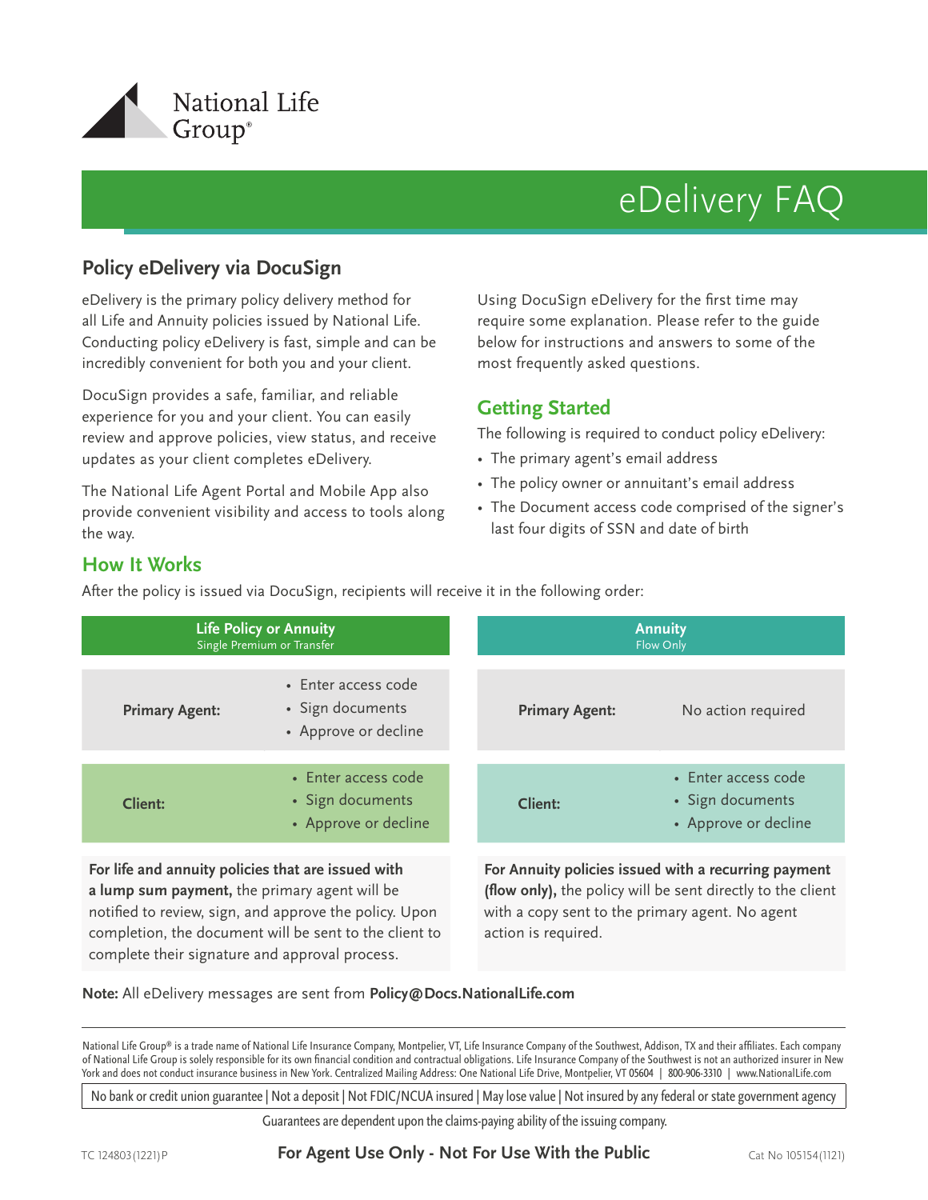National Life Group®

# eDelivery FAQ

## Policy eDelivery via DocuSign

eDelivery is the primary policy delivery method for all Life and Annuity policies issued by National Life. Conducting policy eDelivery is fast, simple and can be incredibly convenient for both you and your client.

DocuSign provides a safe, familiar, and reliable experience for you and your client. You can easily review and approve policies, view status, and receive updates as your client completes eDelivery.

The National Life Agent Portal and Mobile App also provide convenient visibility and access to tools along the way.

Using DocuSign eDelivery for the first time may require some explanation. Please refer to the guide below for instructions and answers to some of the most frequently asked questions.

## Getting Started

The following is required to conduct policy eDelivery:

- The primary agent's email address
- The policy owner or annuitant's email address
- The Document access code comprised of the signer's last four digits of SSN and date of birth

## How It Works

After the policy is issued via DocuSign, recipients will receive it in the following order:

| Life Policy or Annuity (Single Premium or Transfer) | |
|---|---|
| **Primary Agent:** | • Enter access code<br>• Sign documents<br>• Approve or decline |
| **Client:** | • Enter access code<br>• Sign documents<br>• Approve or decline |

**For life and annuity policies that are issued with a lump sum payment,** the primary agent will be notified to review, sign, and approve the policy. Upon completion, the document will be sent to the client to complete their signature and approval process.

| Annuity (Flow Only) | |
|---|---|
| **Primary Agent:** | No action required |
| **Client:** | • Enter access code<br>• Sign documents<br>• Approve or decline |

**For Annuity policies issued with a recurring payment (flow only),** the policy will be sent directly to the client with a copy sent to the primary agent. No agent action is required.

**Note:** All eDelivery messages are sent from **Policy@Docs.NationalLife.com**

National Life Group® is a trade name of National Life Insurance Company, Montpelier, VT, Life Insurance Company of the Southwest, Addison, TX and their affiliates. Each company of National Life Group is solely responsible for its own financial condition and contractual obligations. Life Insurance Company of the Southwest is not an authorized insurer in New York and does not conduct insurance business in New York. Centralized Mailing Address: One National Life Drive, Montpelier, VT 05604 | 800-906-3310 | www.NationalLife.com

No bank or credit union guarantee | Not a deposit | Not FDIC/NCUA insured | May lose value | Not insured by any federal or state government agency

Guarantees are dependent upon the claims-paying ability of the issuing company.

TC 124803(1221)P **For Agent Use Only - Not For Use With the Public** Cat No 105154(1121)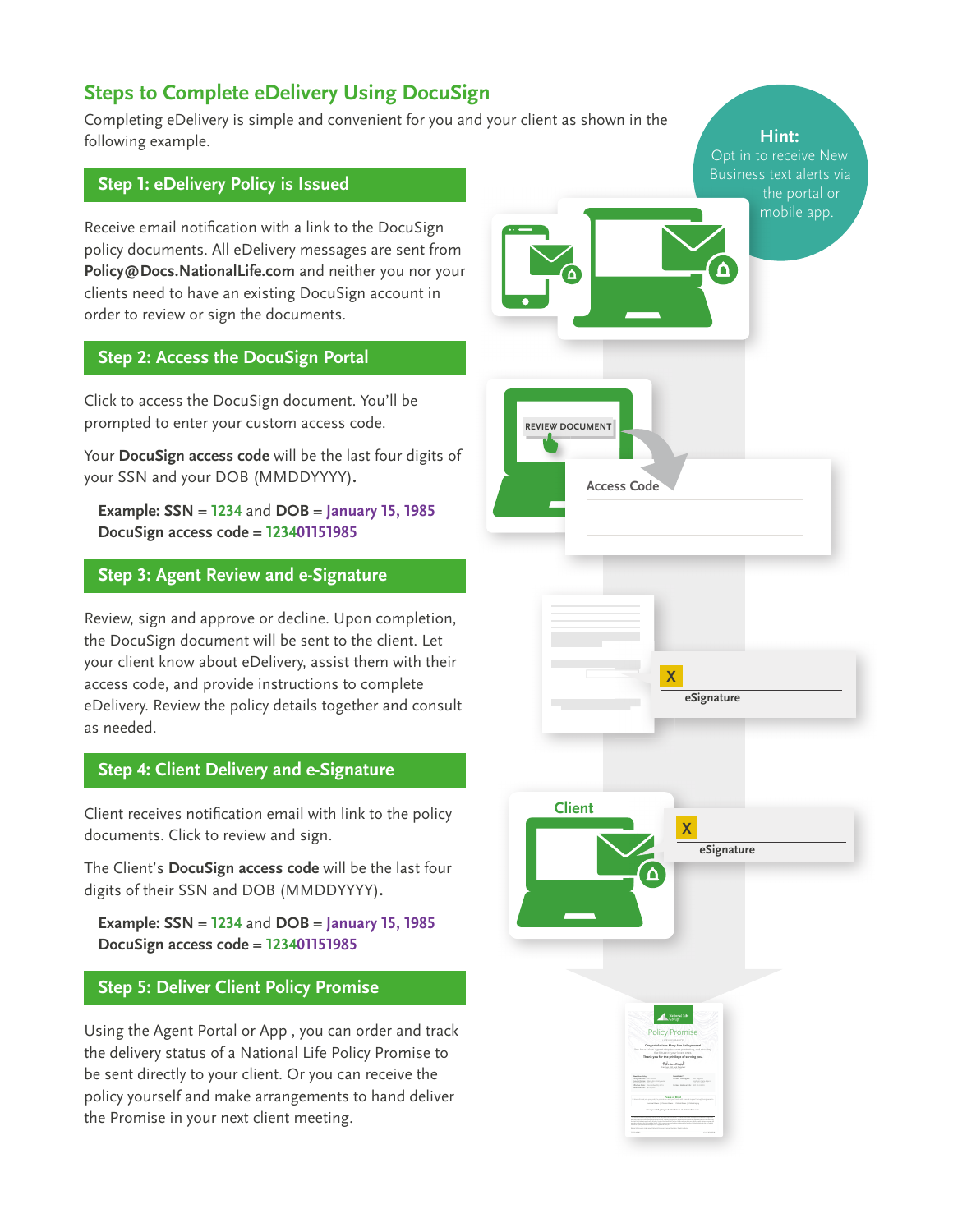## Steps to Complete eDelivery Using DocuSign

Completing eDelivery is simple and convenient for you and your client as shown in the following example.

**Hint:** Opt in to receive New Business text alerts via the portal or mobile app.

### Step 1: eDelivery Policy is Issued

Receive email notification with a link to the DocuSign policy documents. All eDelivery messages are sent from **Policy@Docs.NationalLife.com** and neither you nor your clients need to have an existing DocuSign account in order to review or sign the documents.

### Step 2: Access the DocuSign Portal

Click to access the DocuSign document. You'll be prompted to enter your custom access code.

Your **DocuSign access code** will be the last four digits of your SSN and your DOB (MMDDYYYY).

**Example: SSN** = 1234 and **DOB** = January 15, 1985
**DocuSign access code** = 123401151985

### Step 3: Agent Review and e-Signature

Review, sign and approve or decline. Upon completion, the DocuSign document will be sent to the client. Let your client know about eDelivery, assist them with their access code, and provide instructions to complete eDelivery. Review the policy details together and consult as needed.

### Step 4: Client Delivery and e-Signature

Client receives notification email with link to the policy documents. Click to review and sign.

The Client's **DocuSign access code** will be the last four digits of their SSN and DOB (MMDDYYYY).

**Example: SSN** = 1234 and **DOB** = January 15, 1985
**DocuSign access code** = 123401151985

### Step 5: Deliver Client Policy Promise

Using the Agent Portal or App , you can order and track the delivery status of a National Life Policy Promise to be sent directly to your client. Or you can receive the policy yourself and make arrangements to hand deliver the Promise in your next client meeting.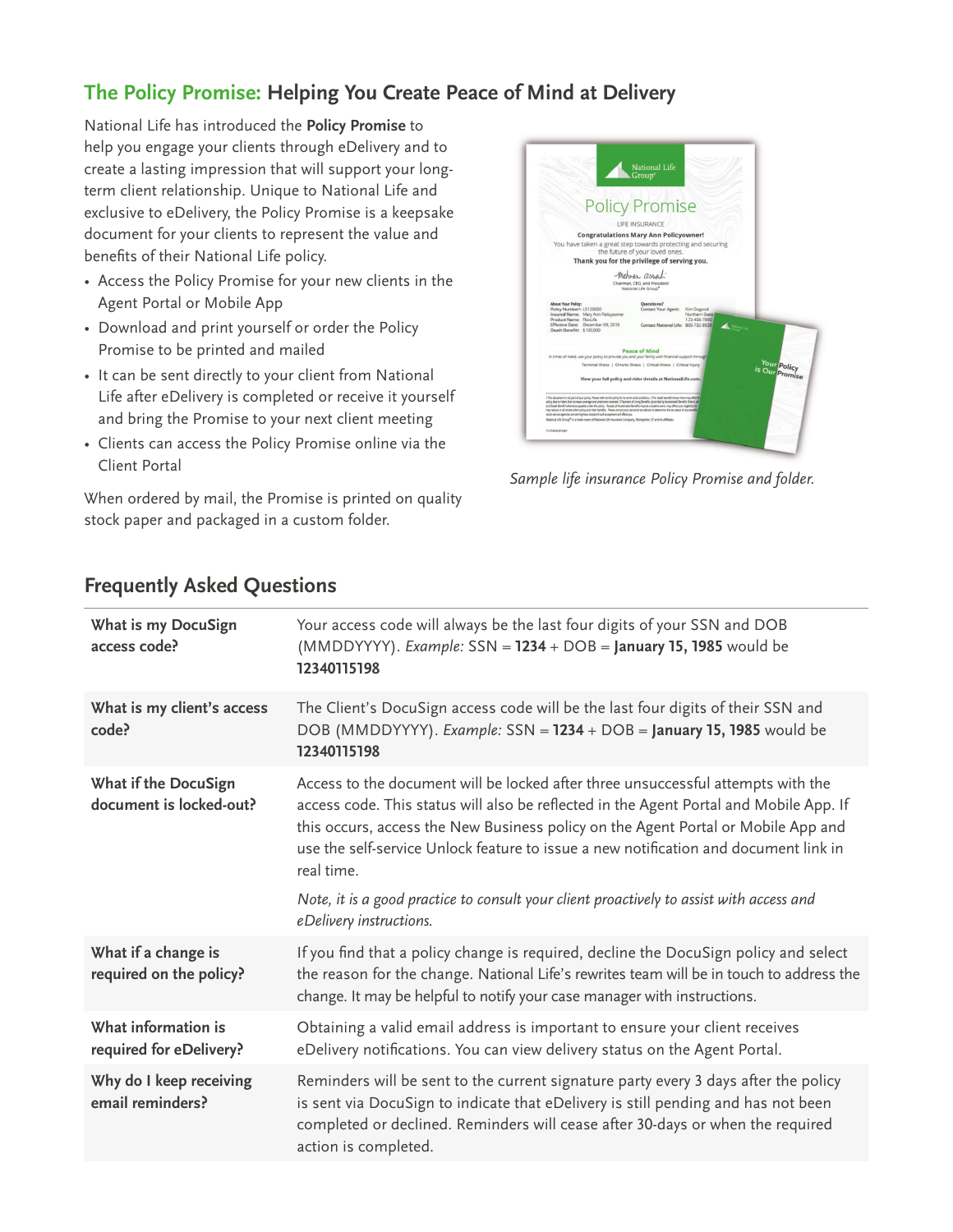## The Policy Promise: Helping You Create Peace of Mind at Delivery

National Life has introduced the **Policy Promise** to help you engage your clients through eDelivery and to create a lasting impression that will support your long-term client relationship. Unique to National Life and exclusive to eDelivery, the Policy Promise is a keepsake document for your clients to represent the value and benefits of their National Life policy.

- Access the Policy Promise for your new clients in the Agent Portal or Mobile App
- Download and print yourself or order the Policy Promise to be printed and mailed
- It can be sent directly to your client from National Life after eDelivery is completed or receive it yourself and bring the Promise to your next client meeting
- Clients can access the Policy Promise online via the Client Portal

When ordered by mail, the Promise is printed on quality stock paper and packaged in a custom folder.

*Sample life insurance Policy Promise and folder.*

## Frequently Asked Questions

| | |
|---|---|
| **What is my DocuSign access code?** | Your access code will always be the last four digits of your SSN and DOB (MMDDYYYY). *Example:* SSN = **1234** + DOB = **January 15, 1985** would be **12340115198** |
| **What is my client's access code?** | The Client's DocuSign access code will be the last four digits of their SSN and DOB (MMDDYYYY). *Example:* SSN = **1234** + DOB = **January 15, 1985** would be **12340115198** |
| **What if the DocuSign document is locked-out?** | Access to the document will be locked after three unsuccessful attempts with the access code. This status will also be reflected in the Agent Portal and Mobile App. If this occurs, access the New Business policy on the Agent Portal or Mobile App and use the self-service Unlock feature to issue a new notification and document link in real time. *Note, it is a good practice to consult your client proactively to assist with access and eDelivery instructions.* |
| **What if a change is required on the policy?** | If you find that a policy change is required, decline the DocuSign policy and select the reason for the change. National Life's rewrites team will be in touch to address the change. It may be helpful to notify your case manager with instructions. |
| **What information is required for eDelivery?** | Obtaining a valid email address is important to ensure your client receives eDelivery notifications. You can view delivery status on the Agent Portal. |
| **Why do I keep receiving email reminders?** | Reminders will be sent to the current signature party every 3 days after the policy is sent via DocuSign to indicate that eDelivery is still pending and has not been completed or declined. Reminders will cease after 30-days or when the required action is completed. |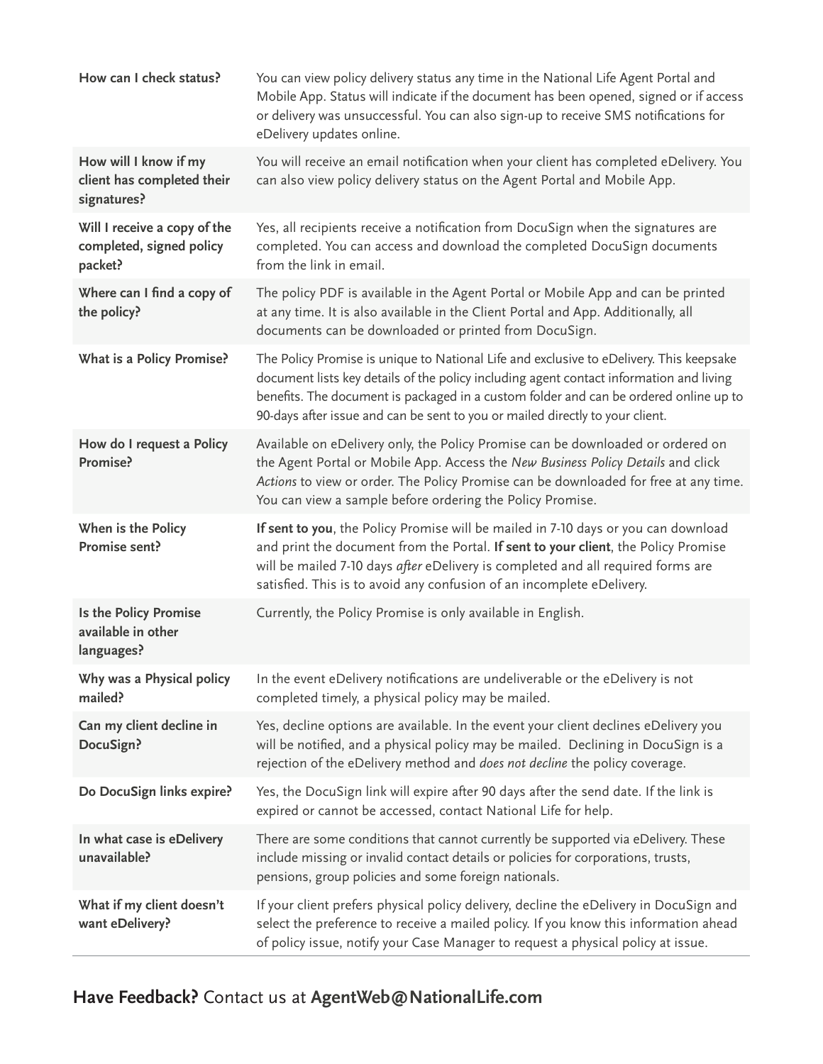| | |
|---|---|
| **How can I check status?** | You can view policy delivery status any time in the National Life Agent Portal and Mobile App. Status will indicate if the document has been opened, signed or if access or delivery was unsuccessful. You can also sign-up to receive SMS notifications for eDelivery updates online. |
| **How will I know if my client has completed their signatures?** | You will receive an email notification when your client has completed eDelivery. You can also view policy delivery status on the Agent Portal and Mobile App. |
| **Will I receive a copy of the completed, signed policy packet?** | Yes, all recipients receive a notification from DocuSign when the signatures are completed. You can access and download the completed DocuSign documents from the link in email. |
| **Where can I find a copy of the policy?** | The policy PDF is available in the Agent Portal or Mobile App and can be printed at any time. It is also available in the Client Portal and App. Additionally, all documents can be downloaded or printed from DocuSign. |
| **What is a Policy Promise?** | The Policy Promise is unique to National Life and exclusive to eDelivery. This keepsake document lists key details of the policy including agent contact information and living benefits. The document is packaged in a custom folder and can be ordered online up to 90-days after issue and can be sent to you or mailed directly to your client. |
| **How do I request a Policy Promise?** | Available on eDelivery only, the Policy Promise can be downloaded or ordered on the Agent Portal or Mobile App. Access the *New Business Policy Details* and click *Actions* to view or order. The Policy Promise can be downloaded for free at any time. You can view a sample before ordering the Policy Promise. |
| **When is the Policy Promise sent?** | **If sent to you**, the Policy Promise will be mailed in 7-10 days or you can download and print the document from the Portal. **If sent to your client**, the Policy Promise will be mailed 7-10 days *after* eDelivery is completed and all required forms are satisfied. This is to avoid any confusion of an incomplete eDelivery. |
| **Is the Policy Promise available in other languages?** | Currently, the Policy Promise is only available in English. |
| **Why was a Physical policy mailed?** | In the event eDelivery notifications are undeliverable or the eDelivery is not completed timely, a physical policy may be mailed. |
| **Can my client decline in DocuSign?** | Yes, decline options are available. In the event your client declines eDelivery you will be notified, and a physical policy may be mailed. Declining in DocuSign is a rejection of the eDelivery method and *does not decline* the policy coverage. |
| **Do DocuSign links expire?** | Yes, the DocuSign link will expire after 90 days after the send date. If the link is expired or cannot be accessed, contact National Life for help. |
| **In what case is eDelivery unavailable?** | There are some conditions that cannot currently be supported via eDelivery. These include missing or invalid contact details or policies for corporations, trusts, pensions, group policies and some foreign nationals. |
| **What if my client doesn't want eDelivery?** | If your client prefers physical policy delivery, decline the eDelivery in DocuSign and select the preference to receive a mailed policy. If you know this information ahead of policy issue, notify your Case Manager to request a physical policy at issue. |

**Have Feedback?** Contact us at **AgentWeb@NationalLife.com**